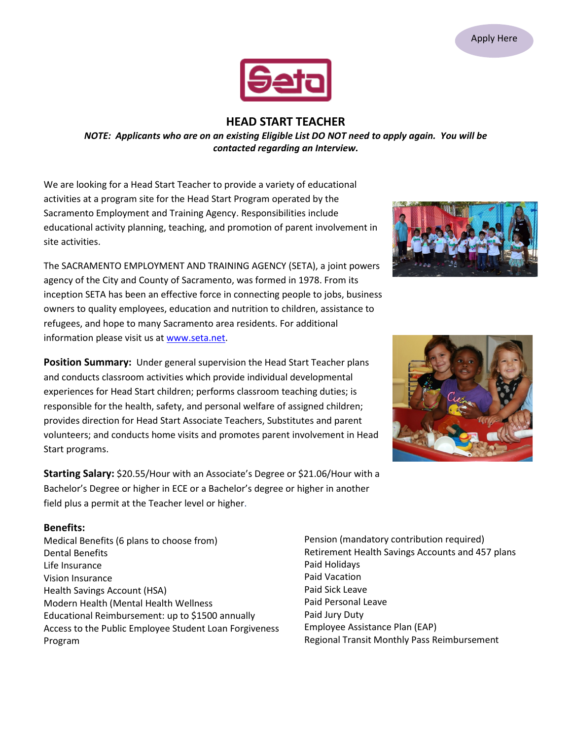Apply Here

# HEAD START TEACHER

***NOTE: Applicants who are on an existing Eligible List DO NOT need to apply again. You will be contacted regarding an Interview.***

We are looking for a Head Start Teacher to provide a variety of educational activities at a program site for the Head Start Program operated by the Sacramento Employment and Training Agency. Responsibilities include educational activity planning, teaching, and promotion of parent involvement in site activities.

The SACRAMENTO EMPLOYMENT AND TRAINING AGENCY (SETA), a joint powers agency of the City and County of Sacramento, was formed in 1978. From its inception SETA has been an effective force in connecting people to jobs, business owners to quality employees, education and nutrition to children, assistance to refugees, and hope to many Sacramento area residents. For additional information please visit us at [www.seta.net](http://www.seta.net).

**Position Summary:** Under general supervision the Head Start Teacher plans and conducts classroom activities which provide individual developmental experiences for Head Start children; performs classroom teaching duties; is responsible for the health, safety, and personal welfare of assigned children; provides direction for Head Start Associate Teachers, Substitutes and parent volunteers; and conducts home visits and promotes parent involvement in Head Start programs.

**Starting Salary:** $20.55/Hour with an Associate's Degree or $21.06/Hour with a Bachelor's Degree or higher in ECE or a Bachelor's degree or higher in another field plus a permit at the Teacher level or higher.

**Benefits:**

- Medical Benefits (6 plans to choose from)
- Dental Benefits
- Life Insurance
- Vision Insurance
- Health Savings Account (HSA)
- Modern Health (Mental Health Wellness
- Educational Reimbursement: up to $1500 annually
- Access to the Public Employee Student Loan Forgiveness Program
- Pension (mandatory contribution required)
- Retirement Health Savings Accounts and 457 plans
- Paid Holidays
- Paid Vacation
- Paid Sick Leave
- Paid Personal Leave
- Paid Jury Duty
- Employee Assistance Plan (EAP)
- Regional Transit Monthly Pass Reimbursement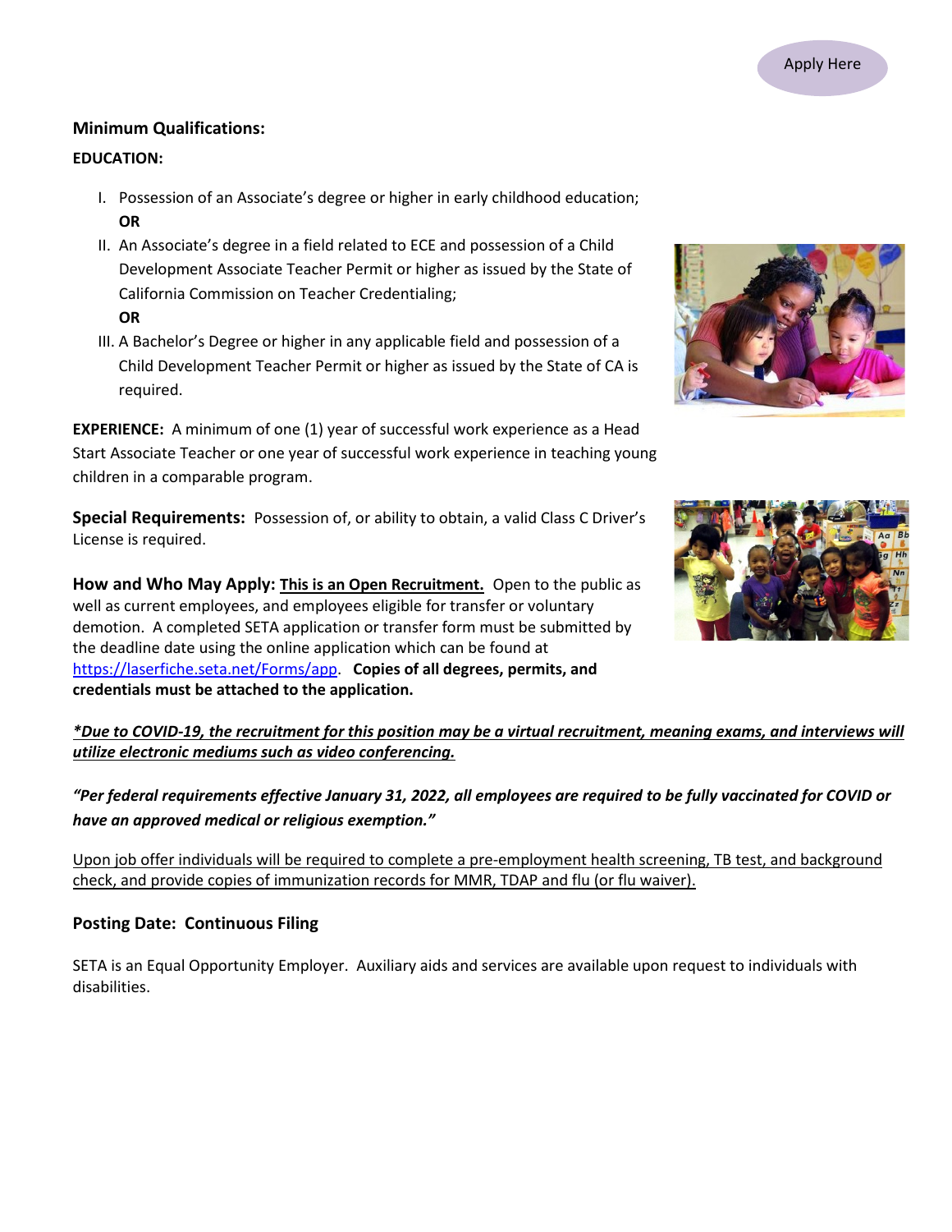Apply Here

**Minimum Qualifications:**

**EDUCATION:**

I. Possession of an Associate's degree or higher in early childhood education;
**OR**
II. An Associate's degree in a field related to ECE and possession of a Child Development Associate Teacher Permit or higher as issued by the State of California Commission on Teacher Credentialing;
**OR**
III. A Bachelor's Degree or higher in any applicable field and possession of a Child Development Teacher Permit or higher as issued by the State of CA is required.

**EXPERIENCE:** A minimum of one (1) year of successful work experience as a Head Start Associate Teacher or one year of successful work experience in teaching young children in a comparable program.

**Special Requirements:** Possession of, or ability to obtain, a valid Class C Driver's License is required.

**How and Who May Apply:** <u>**This is an Open Recruitment.**</u> Open to the public as well as current employees, and employees eligible for transfer or voluntary demotion. A completed SETA application or transfer form must be submitted by the deadline date using the online application which can be found at [https://laserfiche.seta.net/Forms/app](https://laserfiche.seta.net/Forms/app). **Copies of all degrees, permits, and credentials must be attached to the application.**

<u>***\*Due to COVID-19, the recruitment for this position may be a virtual recruitment, meaning exams, and interviews will utilize electronic mediums such as video conferencing.***</u>

***"Per federal requirements effective January 31, 2022, all employees are required to be fully vaccinated for COVID or have an approved medical or religious exemption."***

<u>Upon job offer individuals will be required to complete a pre-employment health screening, TB test, and background check, and provide copies of immunization records for MMR, TDAP and flu (or flu waiver).</u>

**Posting Date: Continuous Filing**

SETA is an Equal Opportunity Employer. Auxiliary aids and services are available upon request to individuals with disabilities.